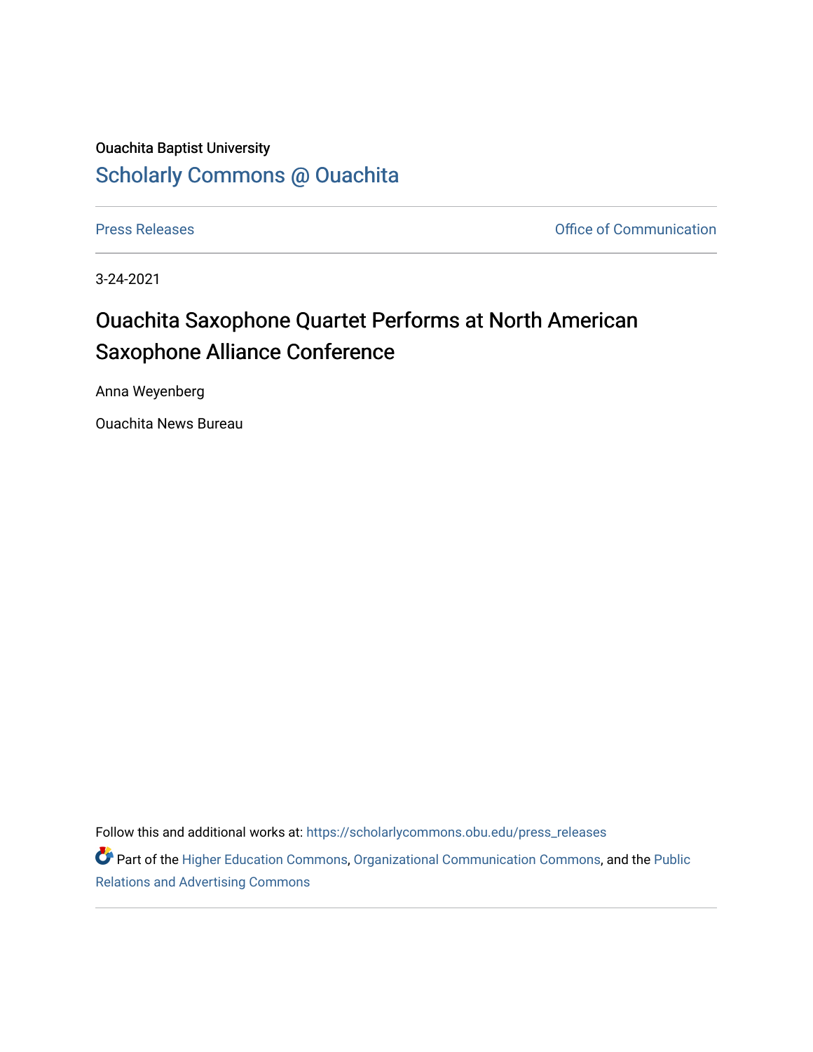Ouachita Baptist University

## Scholarly Commons @ Ouachita

Press Releases | Office of Communication

3-24-2021

# Ouachita Saxophone Quartet Performs at North American Saxophone Alliance Conference

Anna Weyenberg

Ouachita News Bureau

Follow this and additional works at: https://scholarlycommons.obu.edu/press_releases

Part of the Higher Education Commons, Organizational Communication Commons, and the Public Relations and Advertising Commons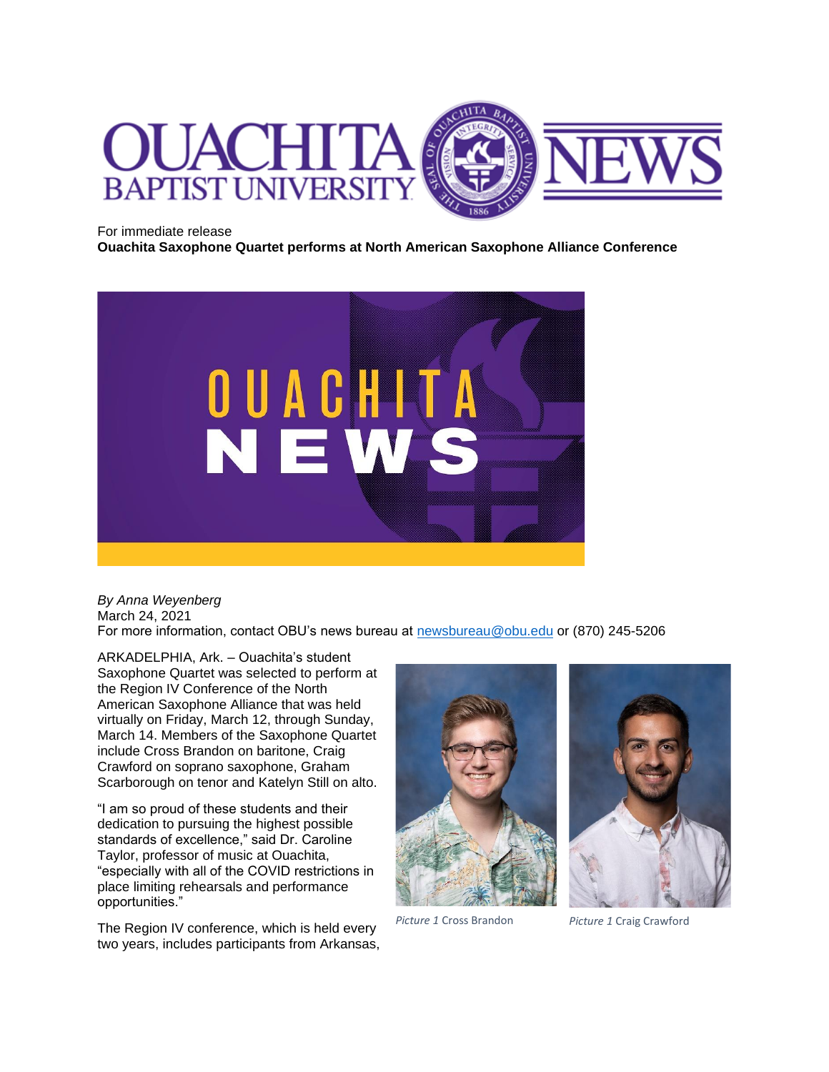For immediate release

**Ouachita Saxophone Quartet performs at North American Saxophone Alliance Conference**

*By Anna Weyenberg*
March 24, 2021
For more information, contact OBU's news bureau at newsbureau@obu.edu or (870) 245-5206

ARKADELPHIA, Ark. – Ouachita's student Saxophone Quartet was selected to perform at the Region IV Conference of the North American Saxophone Alliance that was held virtually on Friday, March 12, through Sunday, March 14. Members of the Saxophone Quartet include Cross Brandon on baritone, Craig Crawford on soprano saxophone, Graham Scarborough on tenor and Katelyn Still on alto.

"I am so proud of these students and their dedication to pursuing the highest possible standards of excellence," said Dr. Caroline Taylor, professor of music at Ouachita, "especially with all of the COVID restrictions in place limiting rehearsals and performance opportunities."

*Picture 1* Cross Brandon

*Picture 1* Craig Crawford

The Region IV conference, which is held every two years, includes participants from Arkansas,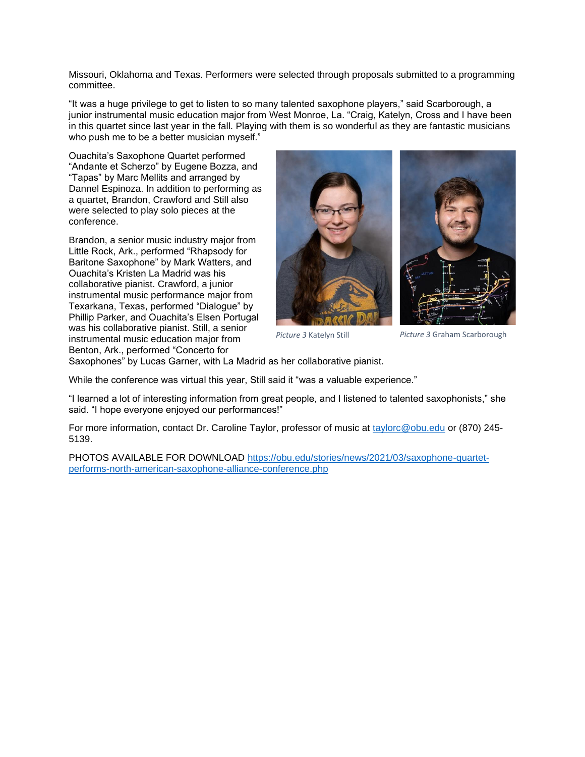Missouri, Oklahoma and Texas. Performers were selected through proposals submitted to a programming committee.

"It was a huge privilege to get to listen to so many talented saxophone players," said Scarborough, a junior instrumental music education major from West Monroe, La. "Craig, Katelyn, Cross and I have been in this quartet since last year in the fall. Playing with them is so wonderful as they are fantastic musicians who push me to be a better musician myself."

Ouachita's Saxophone Quartet performed "Andante et Scherzo" by Eugene Bozza, and "Tapas" by Marc Mellits and arranged by Dannel Espinoza. In addition to performing as a quartet, Brandon, Crawford and Still also were selected to play solo pieces at the conference.

*Picture 3* Katelyn Still

*Picture 3* Graham Scarborough

Brandon, a senior music industry major from Little Rock, Ark., performed "Rhapsody for Baritone Saxophone" by Mark Watters, and Ouachita's Kristen La Madrid was his collaborative pianist. Crawford, a junior instrumental music performance major from Texarkana, Texas, performed "Dialogue" by Phillip Parker, and Ouachita's Elsen Portugal was his collaborative pianist. Still, a senior instrumental music education major from Benton, Ark., performed "Concerto for Saxophones" by Lucas Garner, with La Madrid as her collaborative pianist.

While the conference was virtual this year, Still said it "was a valuable experience."

"I learned a lot of interesting information from great people, and I listened to talented saxophonists," she said. "I hope everyone enjoyed our performances!"

For more information, contact Dr. Caroline Taylor, professor of music at taylorc@obu.edu or (870) 245-5139.

PHOTOS AVAILABLE FOR DOWNLOAD https://obu.edu/stories/news/2021/03/saxophone-quartet-performs-north-american-saxophone-alliance-conference.php